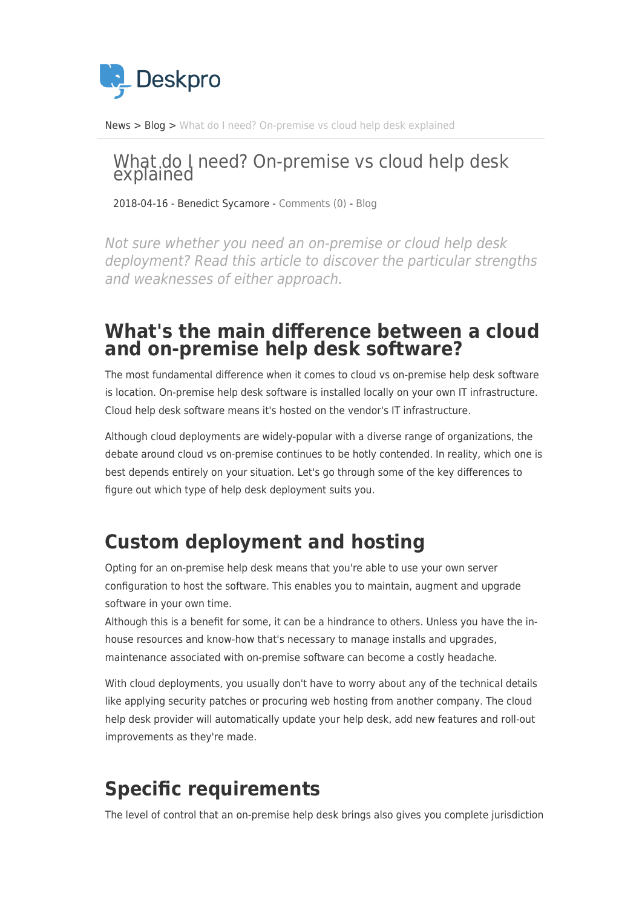News > Blog > What do I need? On-premise vs cloud help desk explained

# What do I need? On-premise vs cloud help desk explained

2018-04-16 - Benedict Sycamore - Comments (0) - Blog

*Not sure whether you need an on-premise or cloud help desk deployment? Read this article to discover the particular strengths and weaknesses of either approach.*

## What's the main difference between a cloud and on-premise help desk software?

The most fundamental difference when it comes to cloud vs on-premise help desk software is location. On-premise help desk software is installed locally on your own IT infrastructure. Cloud help desk software means it's hosted on the vendor's IT infrastructure.

Although cloud deployments are widely-popular with a diverse range of organizations, the debate around cloud vs on-premise continues to be hotly contended. In reality, which one is best depends entirely on your situation. Let's go through some of the key differences to figure out which type of help desk deployment suits you.

## Custom deployment and hosting

Opting for an on-premise help desk means that you're able to use your own server configuration to host the software. This enables you to maintain, augment and upgrade software in your own time.
Although this is a benefit for some, it can be a hindrance to others. Unless you have the in-house resources and know-how that's necessary to manage installs and upgrades, maintenance associated with on-premise software can become a costly headache.

With cloud deployments, you usually don't have to worry about any of the technical details like applying security patches or procuring web hosting from another company. The cloud help desk provider will automatically update your help desk, add new features and roll-out improvements as they're made.

## Specific requirements

The level of control that an on-premise help desk brings also gives you complete jurisdiction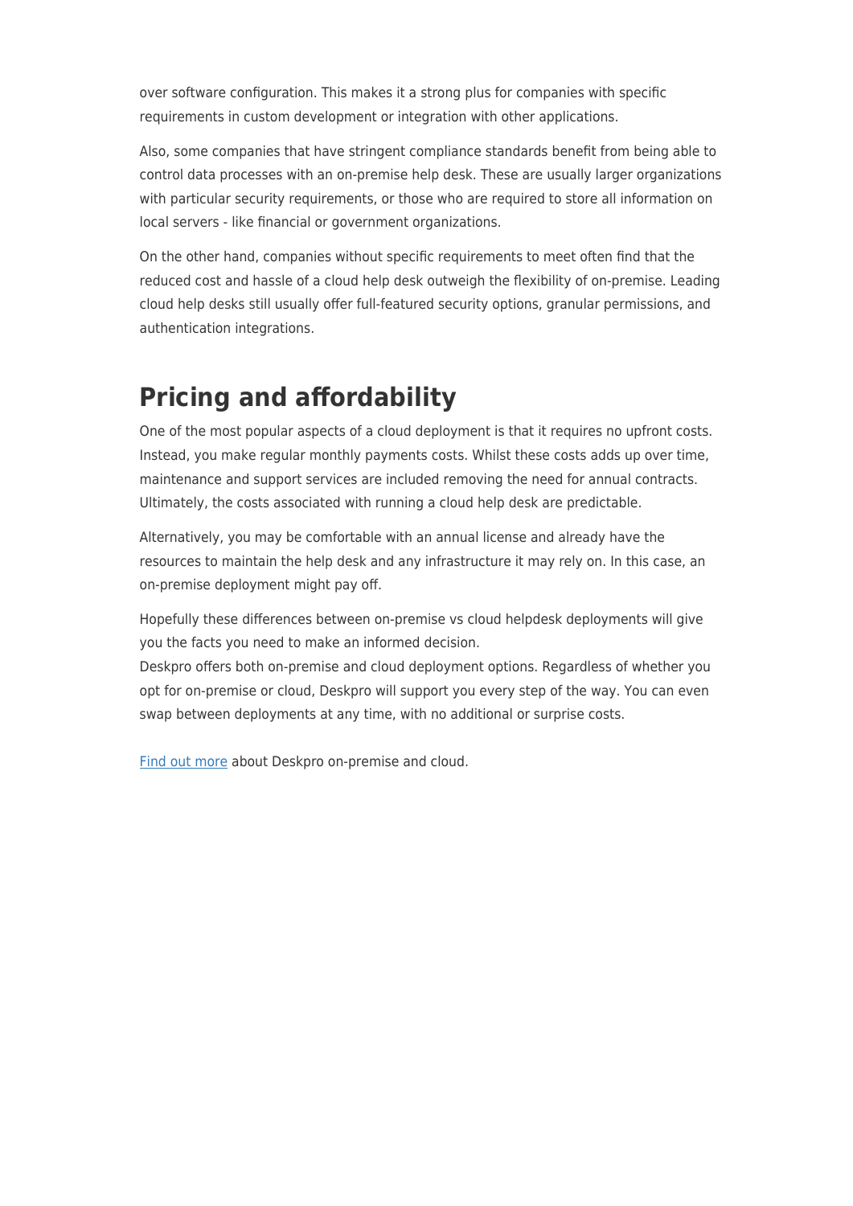over software configuration. This makes it a strong plus for companies with specific requirements in custom development or integration with other applications.

Also, some companies that have stringent compliance standards benefit from being able to control data processes with an on-premise help desk. These are usually larger organizations with particular security requirements, or those who are required to store all information on local servers - like financial or government organizations.

On the other hand, companies without specific requirements to meet often find that the reduced cost and hassle of a cloud help desk outweigh the flexibility of on-premise. Leading cloud help desks still usually offer full-featured security options, granular permissions, and authentication integrations.

## Pricing and affordability

One of the most popular aspects of a cloud deployment is that it requires no upfront costs. Instead, you make regular monthly payments costs. Whilst these costs adds up over time, maintenance and support services are included removing the need for annual contracts. Ultimately, the costs associated with running a cloud help desk are predictable.

Alternatively, you may be comfortable with an annual license and already have the resources to maintain the help desk and any infrastructure it may rely on. In this case, an on-premise deployment might pay off.

Hopefully these differences between on-premise vs cloud helpdesk deployments will give you the facts you need to make an informed decision.
Deskpro offers both on-premise and cloud deployment options. Regardless of whether you opt for on-premise or cloud, Deskpro will support you every step of the way. You can even swap between deployments at any time, with no additional or surprise costs.

Find out more about Deskpro on-premise and cloud.